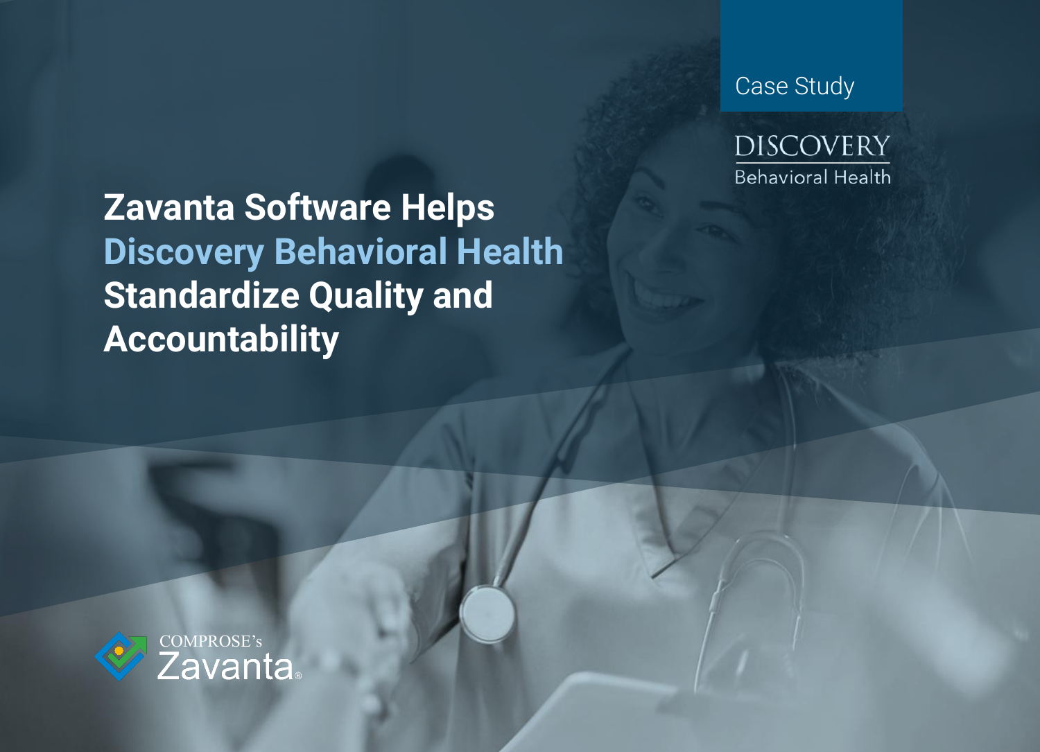Case Study

DISCOVERY
Behavioral Health

# Zavanta Software Helps Discovery Behavioral Health Standardize Quality and Accountability

COMPROSE's Zavanta®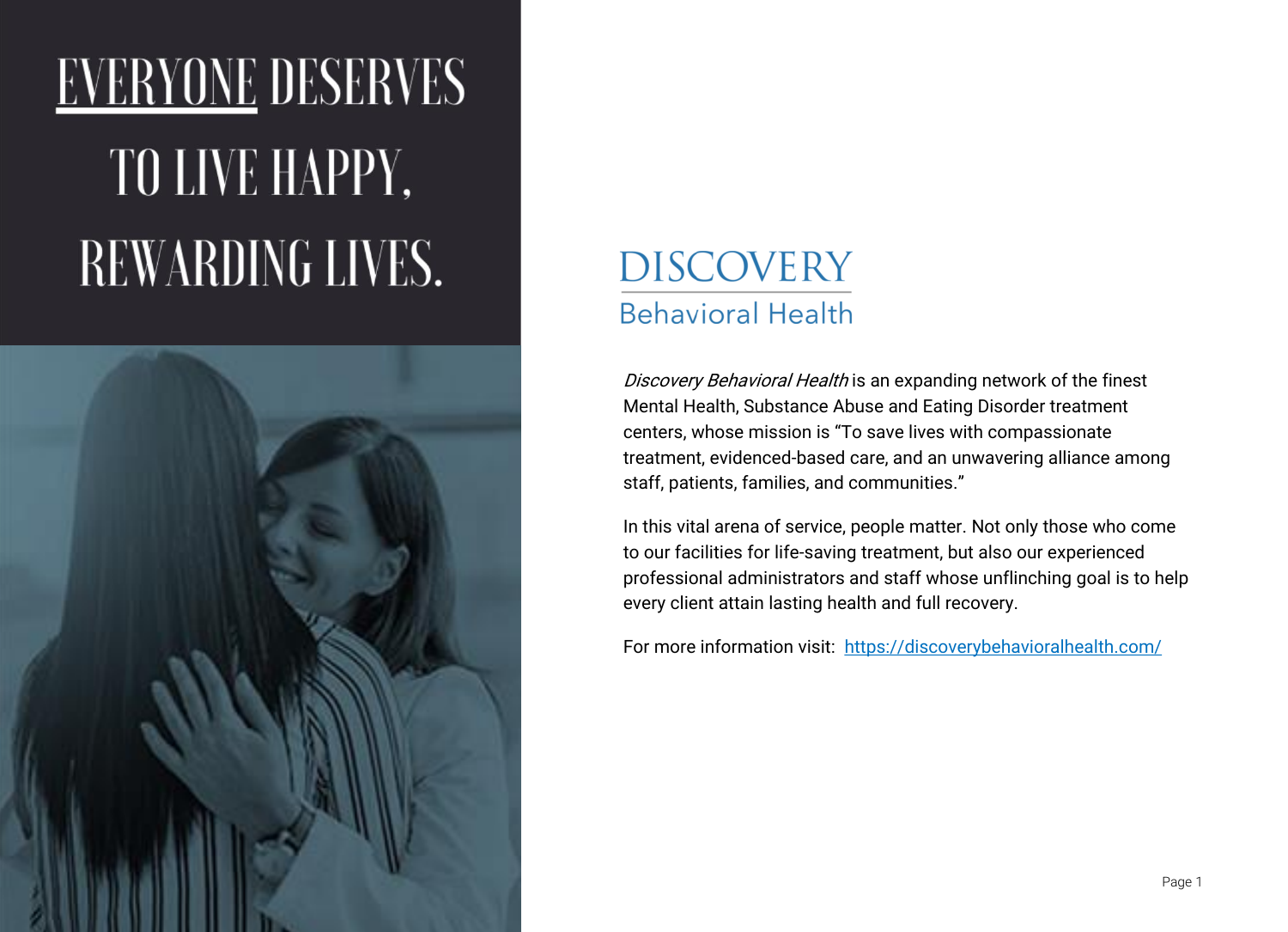# EVERYONE DESERVES TO LIVE HAPPY, REWARDING LIVES.

## DISCOVERY
### Behavioral Health

*Discovery Behavioral Health* is an expanding network of the finest Mental Health, Substance Abuse and Eating Disorder treatment centers, whose mission is "To save lives with compassionate treatment, evidenced-based care, and an unwavering alliance among staff, patients, families, and communities."

In this vital arena of service, people matter. Not only those who come to our facilities for life-saving treatment, but also our experienced professional administrators and staff whose unflinching goal is to help every client attain lasting health and full recovery.

For more information visit: https://discoverybehavioralhealth.com/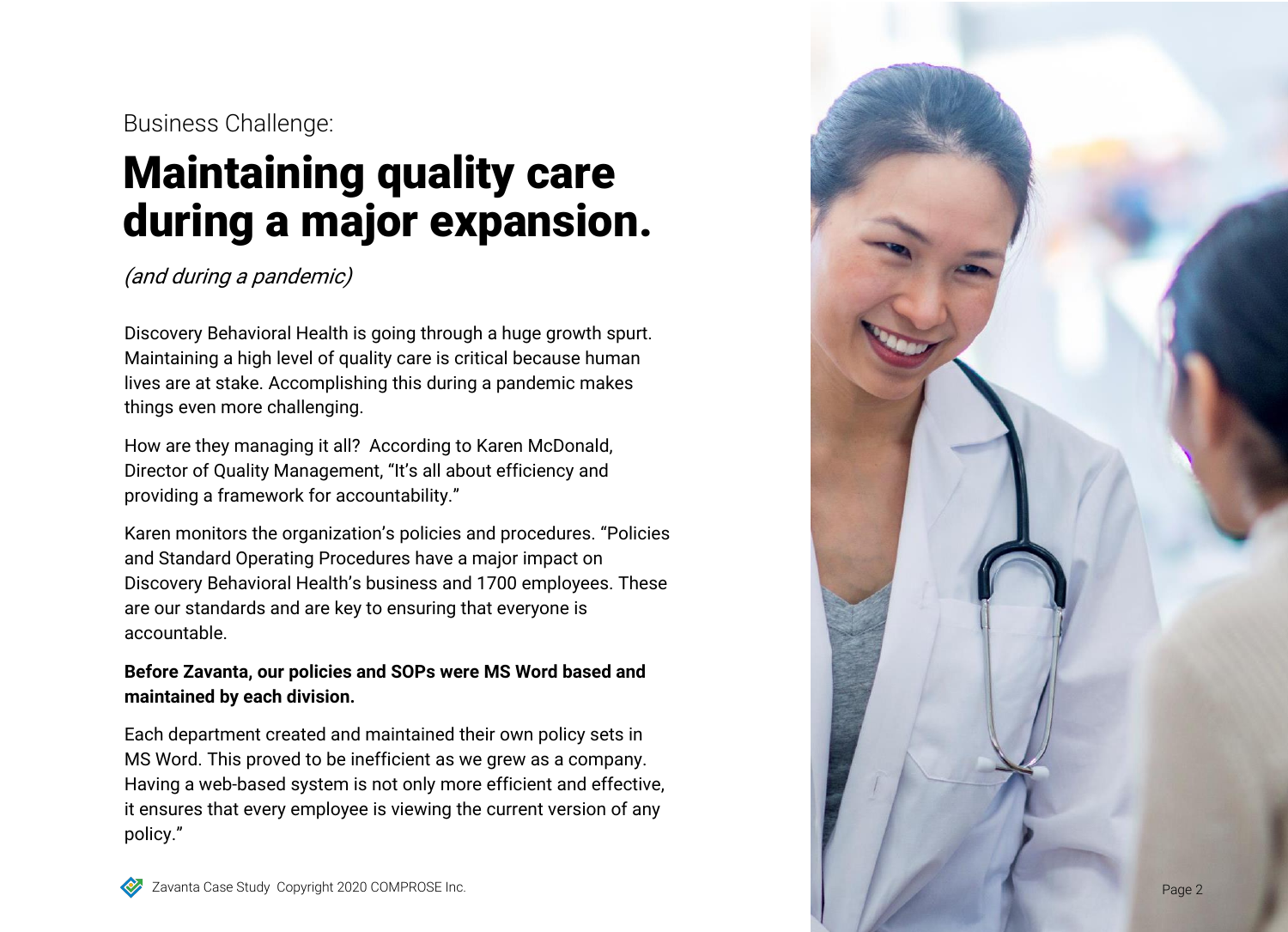Business Challenge:

# Maintaining quality care during a major expansion.

*(and during a pandemic)*

Discovery Behavioral Health is going through a huge growth spurt. Maintaining a high level of quality care is critical because human lives are at stake. Accomplishing this during a pandemic makes things even more challenging.

How are they managing it all? According to Karen McDonald, Director of Quality Management, "It's all about efficiency and providing a framework for accountability."

Karen monitors the organization's policies and procedures. "Policies and Standard Operating Procedures have a major impact on Discovery Behavioral Health's business and 1700 employees. These are our standards and are key to ensuring that everyone is accountable.

**Before Zavanta, our policies and SOPs were MS Word based and maintained by each division.**

Each department created and maintained their own policy sets in MS Word. This proved to be inefficient as we grew as a company. Having a web-based system is not only more efficient and effective, it ensures that every employee is viewing the current version of any policy."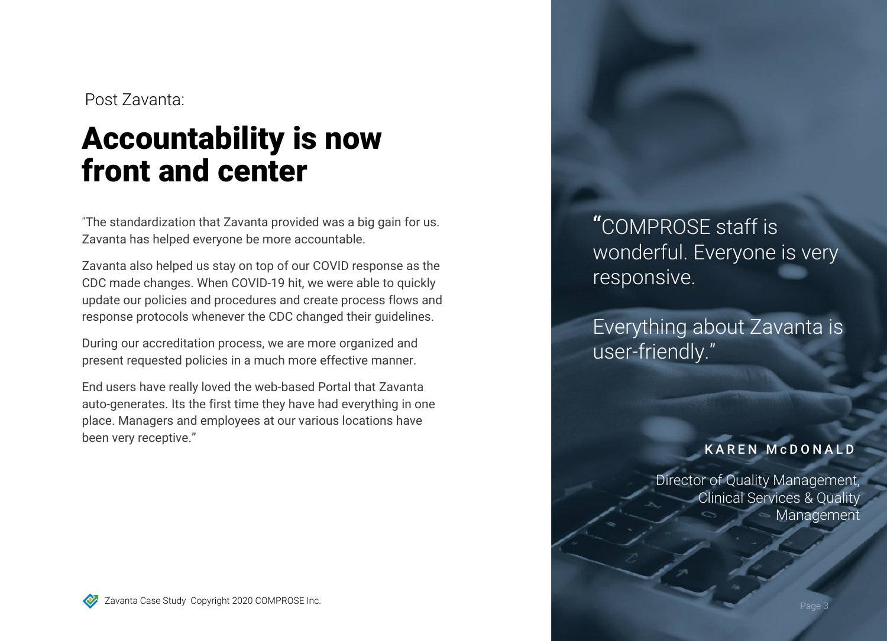Post Zavanta:

# Accountability is now front and center

"The standardization that Zavanta provided was a big gain for us. Zavanta has helped everyone be more accountable.

Zavanta also helped us stay on top of our COVID response as the CDC made changes. When COVID-19 hit, we were able to quickly update our policies and procedures and create process flows and response protocols whenever the CDC changed their guidelines.

During our accreditation process, we are more organized and present requested policies in a much more effective manner.

End users have really loved the web-based Portal that Zavanta auto-generates. Its the first time they have had everything in one place. Managers and employees at our various locations have been very receptive."

"COMPROSE staff is wonderful. Everyone is very responsive.

Everything about Zavanta is user-friendly."

**KAREN McDONALD**

Director of Quality Management, Clinical Services & Quality Management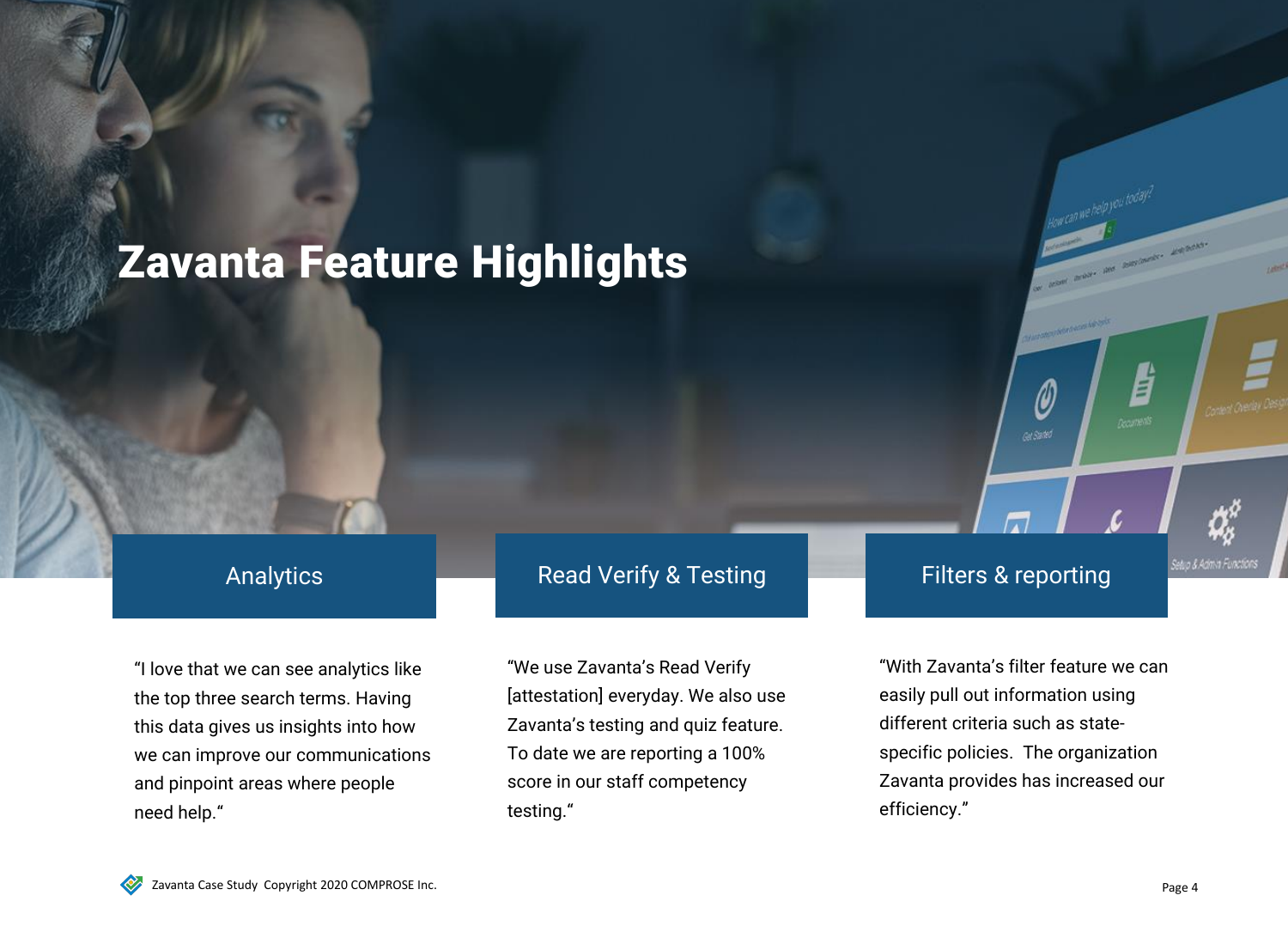# Zavanta Feature Highlights

## Analytics

“I love that we can see analytics like the top three search terms. Having this data gives us insights into how we can improve our communications and pinpoint areas where people need help.“

## Read Verify & Testing

“We use Zavanta’s Read Verify [attestation] everyday. We also use Zavanta’s testing and quiz feature. To date we are reporting a 100% score in our staff competency testing.“

## Filters & reporting

“With Zavanta’s filter feature we can easily pull out information using different criteria such as state-specific policies. The organization Zavanta provides has increased our efficiency.”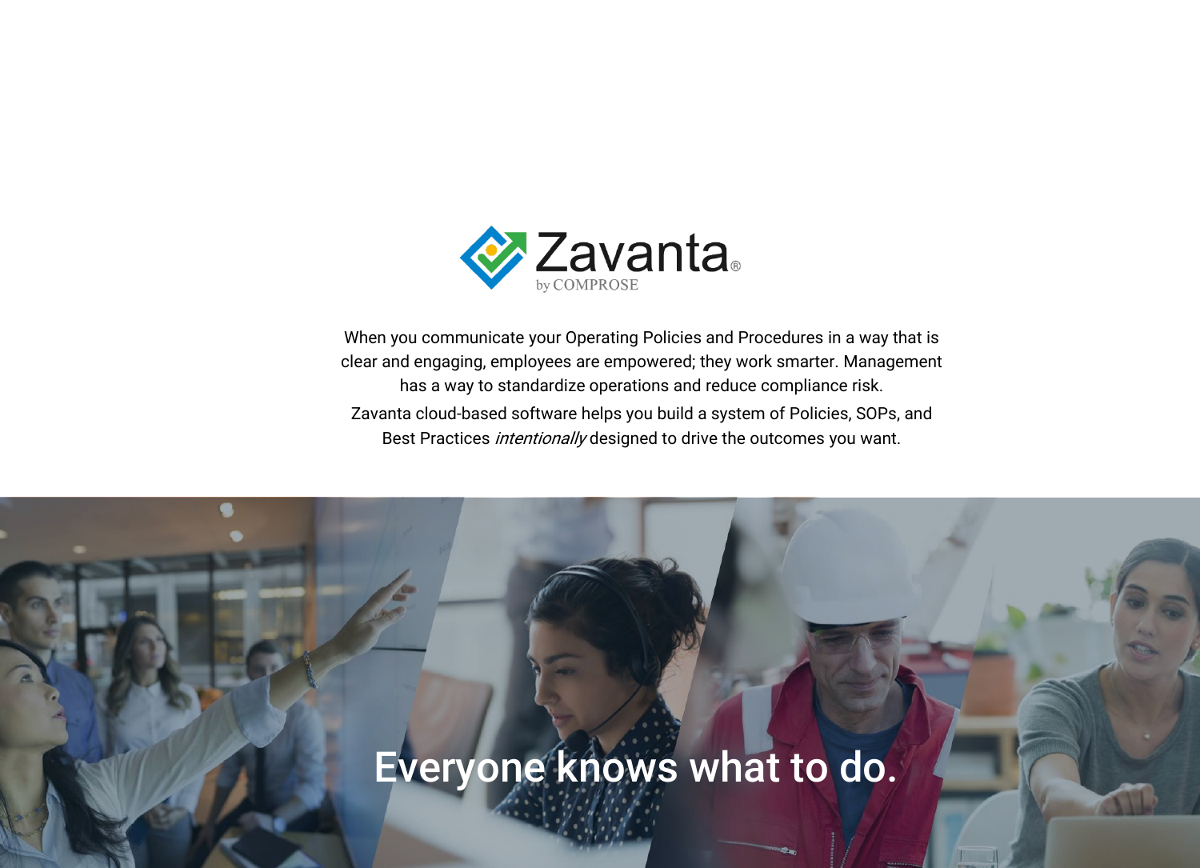Zavanta®
by COMPROSE

When you communicate your Operating Policies and Procedures in a way that is clear and engaging, employees are empowered; they work smarter. Management has a way to standardize operations and reduce compliance risk.

Zavanta cloud-based software helps you build a system of Policies, SOPs, and Best Practices *intentionally* designed to drive the outcomes you want.

Everyone knows what to do.